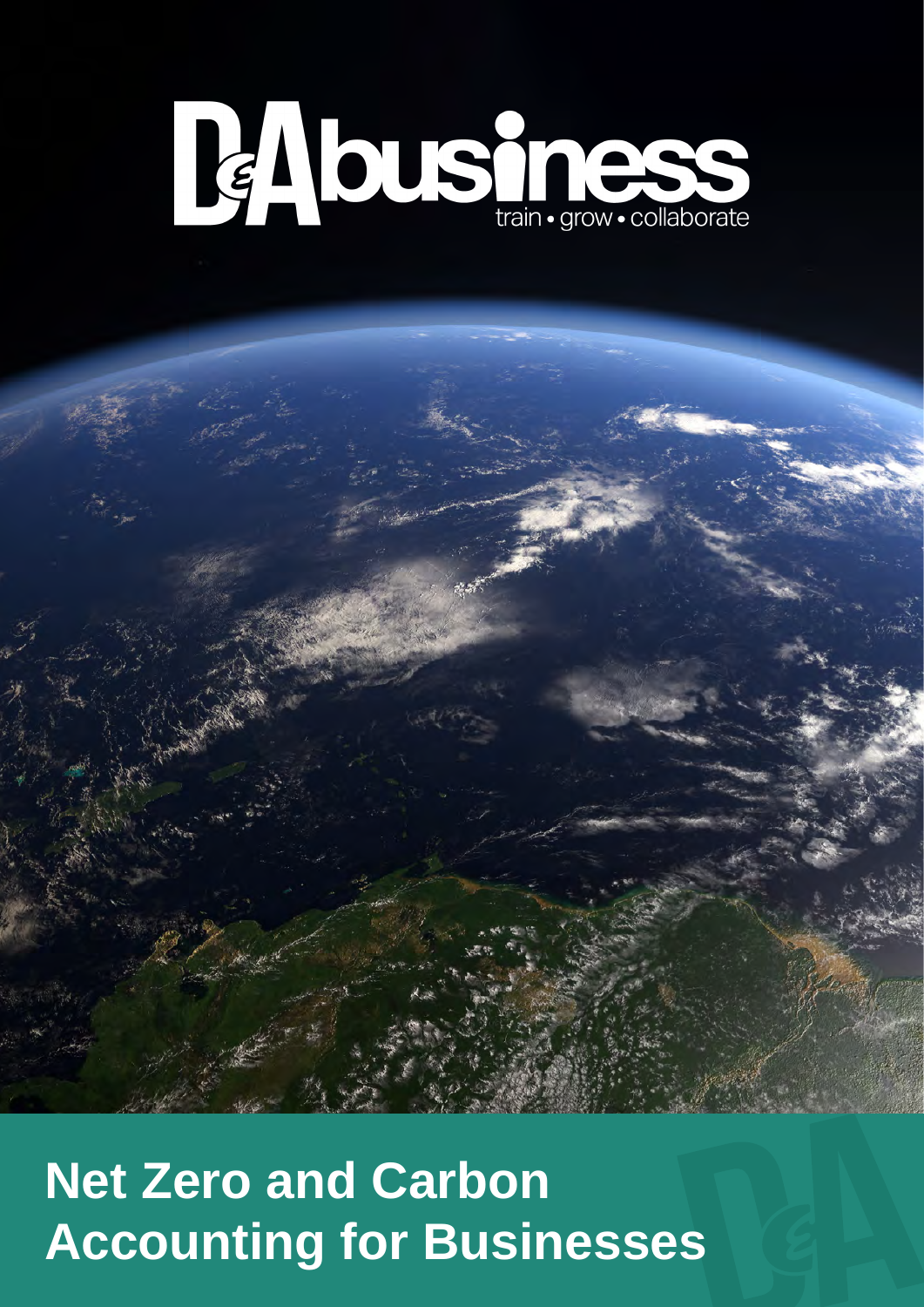D&A business

train • grow • collaborate

# Net Zero and Carbon Accounting for Businesses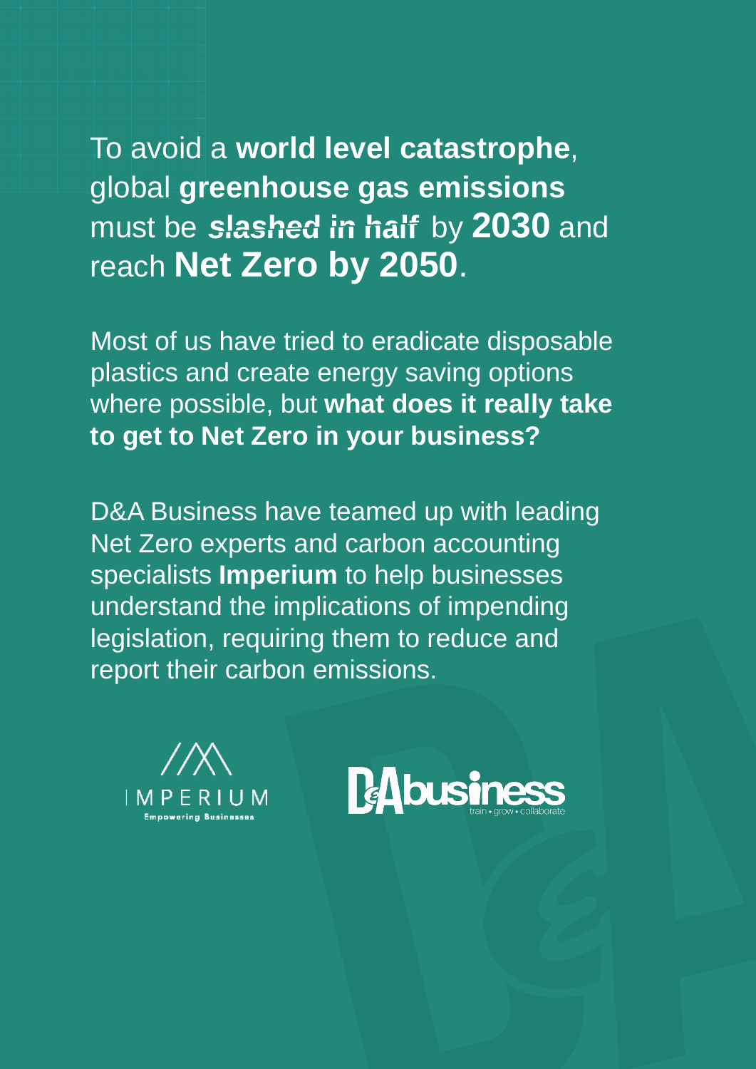To avoid a **world level catastrophe**, global **greenhouse gas emissions** must be ***slashed in half*** by **2030** and reach **Net Zero by 2050**.

Most of us have tried to eradicate disposable plastics and create energy saving options where possible, but **what does it really take to get to Net Zero in your business?**

D&A Business have teamed up with leading Net Zero experts and carbon accounting specialists **Imperium** to help businesses understand the implications of impending legislation, requiring them to reduce and report their carbon emissions.

IMPERIUM
Empowering Businesses

D&A business
train • grow • collaborate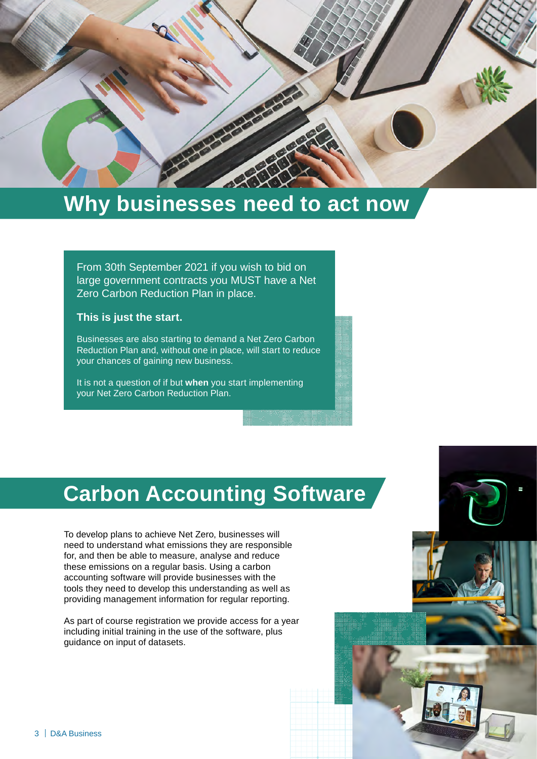# Why businesses need to act now

From 30th September 2021 if you wish to bid on large government contracts you MUST have a Net Zero Carbon Reduction Plan in place.

**This is just the start.**

Businesses are also starting to demand a Net Zero Carbon Reduction Plan and, without one in place, will start to reduce your chances of gaining new business.

It is not a question of if but **when** you start implementing your Net Zero Carbon Reduction Plan.

# Carbon Accounting Software

To develop plans to achieve Net Zero, businesses will need to understand what emissions they are responsible for, and then be able to measure, analyse and reduce these emissions on a regular basis. Using a carbon accounting software will provide businesses with the tools they need to develop this understanding as well as providing management information for regular reporting.

As part of course registration we provide access for a year including initial training in the use of the software, plus guidance on input of datasets.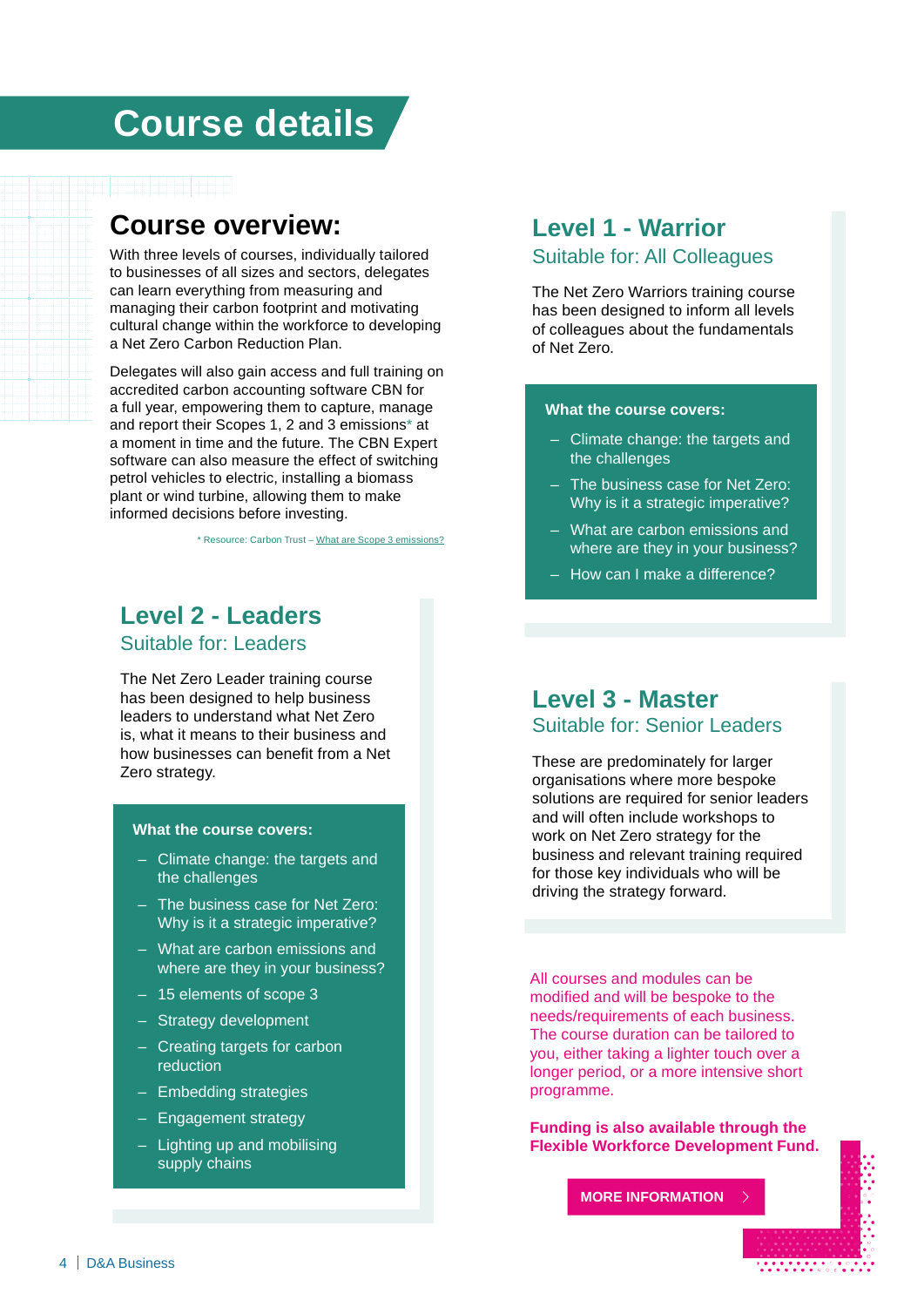# Course details

## Course overview:

With three levels of courses, individually tailored to businesses of all sizes and sectors, delegates can learn everything from measuring and managing their carbon footprint and motivating cultural change within the workforce to developing a Net Zero Carbon Reduction Plan.

Delegates will also gain access and full training on accredited carbon accounting software CBN for a full year, empowering them to capture, manage and report their Scopes 1, 2 and 3 emissions* at a moment in time and the future. The CBN Expert software can also measure the effect of switching petrol vehicles to electric, installing a biomass plant or wind turbine, allowing them to make informed decisions before investing.

* Resource: Carbon Trust – What are Scope 3 emissions?

## Level 1 - Warrior

### Suitable for: All Colleagues

The Net Zero Warriors training course has been designed to inform all levels of colleagues about the fundamentals of Net Zero.

**What the course covers:**

- Climate change: the targets and the challenges
- The business case for Net Zero: Why is it a strategic imperative?
- What are carbon emissions and where are they in your business?
- How can I make a difference?

## Level 2 - Leaders

### Suitable for: Leaders

The Net Zero Leader training course has been designed to help business leaders to understand what Net Zero is, what it means to their business and how businesses can benefit from a Net Zero strategy.

**What the course covers:**

- Climate change: the targets and the challenges
- The business case for Net Zero: Why is it a strategic imperative?
- What are carbon emissions and where are they in your business?
- 15 elements of scope 3
- Strategy development
- Creating targets for carbon reduction
- Embedding strategies
- Engagement strategy
- Lighting up and mobilising supply chains

## Level 3 - Master

### Suitable for: Senior Leaders

These are predominately for larger organisations where more bespoke solutions are required for senior leaders and will often include workshops to work on Net Zero strategy for the business and relevant training required for those key individuals who will be driving the strategy forward.

All courses and modules can be modified and will be bespoke to the needs/requirements of each business. The course duration can be tailored to you, either taking a lighter touch over a longer period, or a more intensive short programme.

**Funding is also available through the Flexible Workforce Development Fund.**

MORE INFORMATION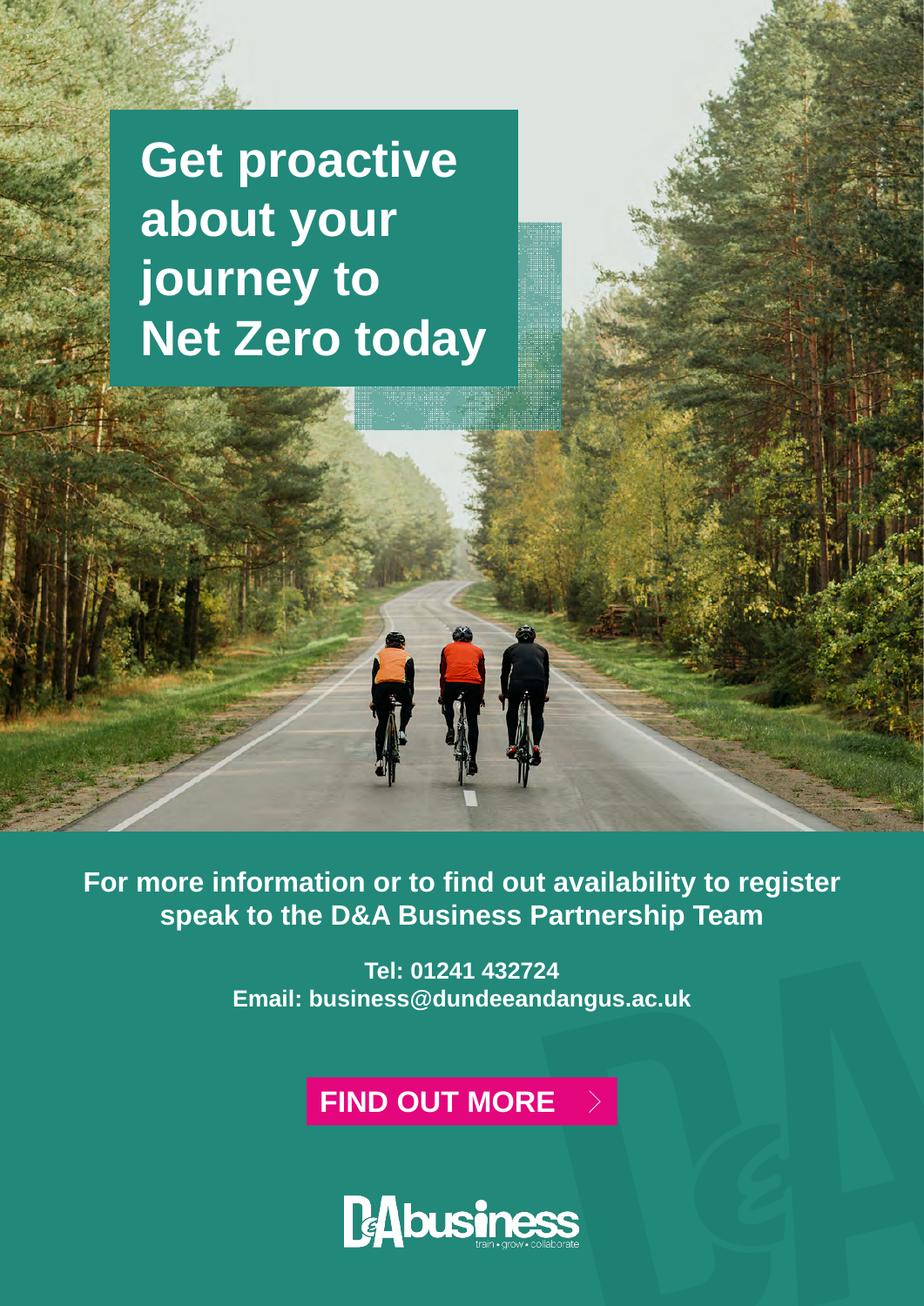# Get proactive about your journey to Net Zero today

**For more information or to find out availability to register speak to the D&A Business Partnership Team**

**Tel: 01241 432724**
**Email: business@dundeeandangus.ac.uk**

**FIND OUT MORE >**

D&A business
train • grow • collaborate